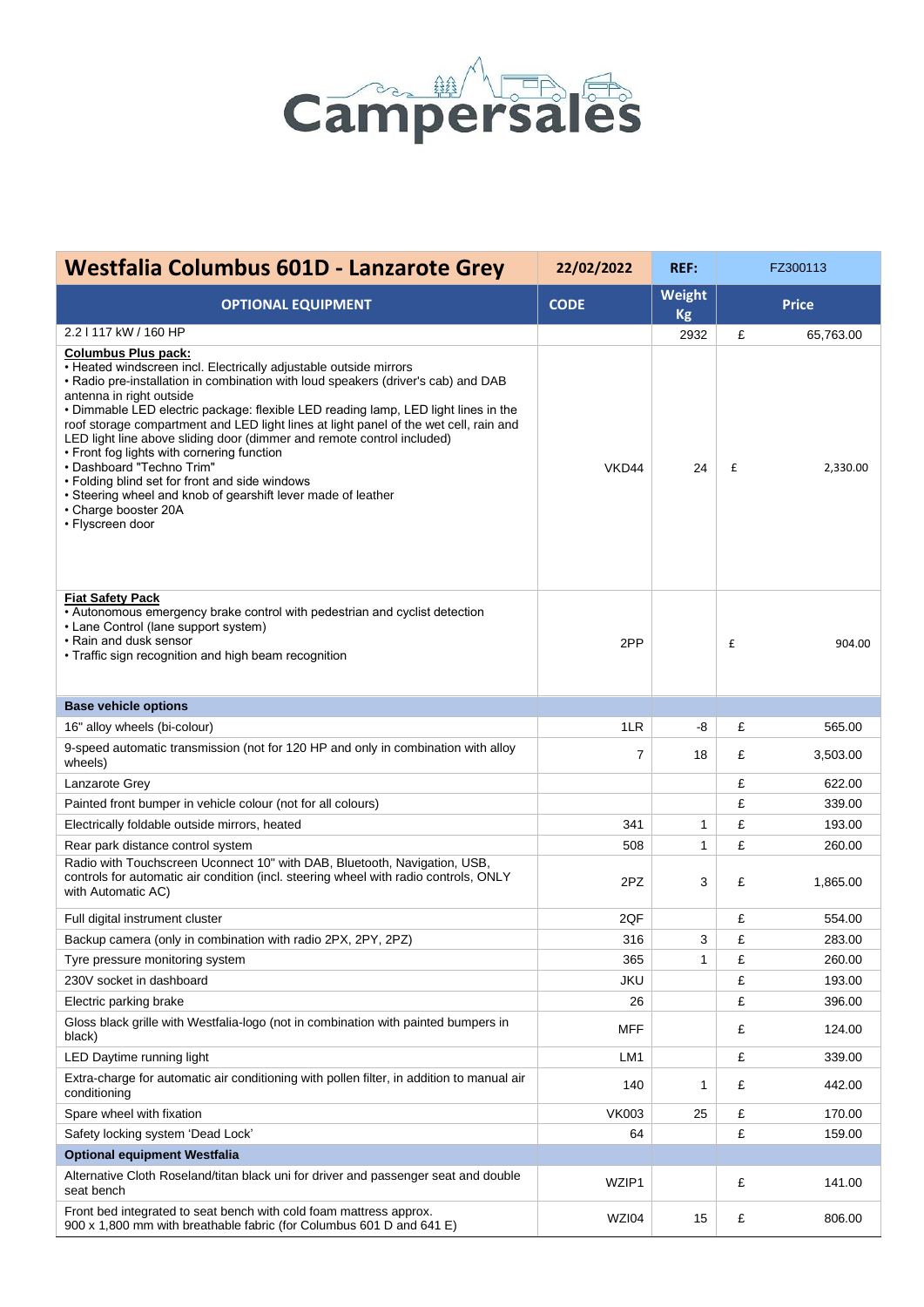# Campersales

| Westfalia Columbus 601D - Lanzarote Grey | 22/02/2022 | REF: | FZ300113 | |
|---|---|---|---|---|
| **OPTIONAL EQUIPMENT** | **CODE** | **Weight Kg** | **Price** | |
| 2.2 l 117 kW / 160 HP | | 2932 | £ | 65,763.00 |
| **Columbus Plus pack:**<br>• Heated windscreen incl. Electrically adjustable outside mirrors<br>• Radio pre-installation in combination with loud speakers (driver's cab) and DAB antenna in right outside<br>• Dimmable LED electric package: flexible LED reading lamp, LED light lines in the roof storage compartment and LED light lines at light panel of the wet cell, rain and LED light line above sliding door (dimmer and remote control included)<br>• Front fog lights with cornering function<br>• Dashboard "Techno Trim"<br>• Folding blind set for front and side windows<br>• Steering wheel and knob of gearshift lever made of leather<br>• Charge booster 20A<br>• Flyscreen door | VKD44 | 24 | £ | 2,330.00 |
| **Fiat Safety Pack**<br>• Autonomous emergency brake control with pedestrian and cyclist detection<br>• Lane Control (lane support system)<br>• Rain and dusk sensor<br>• Traffic sign recognition and high beam recognition | 2PP | | £ | 904.00 |
| **Base vehicle options** | | | | |
| 16" alloy wheels (bi-colour) | 1LR | -8 | £ | 565.00 |
| 9-speed automatic transmission (not for 120 HP and only in combination with alloy wheels) | 7 | 18 | £ | 3,503.00 |
| Lanzarote Grey | | | £ | 622.00 |
| Painted front bumper in vehicle colour (not for all colours) | | | £ | 339.00 |
| Electrically foldable outside mirrors, heated | 341 | 1 | £ | 193.00 |
| Rear park distance control system | 508 | 1 | £ | 260.00 |
| Radio with Touchscreen Uconnect 10" with DAB, Bluetooth, Navigation, USB, controls for automatic air condition (incl. steering wheel with radio controls, ONLY with Automatic AC) | 2PZ | 3 | £ | 1,865.00 |
| Full digital instrument cluster | 2QF | | £ | 554.00 |
| Backup camera (only in combination with radio 2PX, 2PY, 2PZ) | 316 | 3 | £ | 283.00 |
| Tyre pressure monitoring system | 365 | 1 | £ | 260.00 |
| 230V socket in dashboard | JKU | | £ | 193.00 |
| Electric parking brake | 26 | | £ | 396.00 |
| Gloss black grille with Westfalia-logo (not in combination with painted bumpers in black) | MFF | | £ | 124.00 |
| LED Daytime running light | LM1 | | £ | 339.00 |
| Extra-charge for automatic air conditioning with pollen filter, in addition to manual air conditioning | 140 | 1 | £ | 442.00 |
| Spare wheel with fixation | VK003 | 25 | £ | 170.00 |
| Safety locking system 'Dead Lock' | 64 | | £ | 159.00 |
| **Optional equipment Westfalia** | | | | |
| Alternative Cloth Roseland/titan black uni for driver and passenger seat and double seat bench | WZIP1 | | £ | 141.00 |
| Front bed integrated to seat bench with cold foam mattress approx. 900 x 1,800 mm with breathable fabric (for Columbus 601 D and 641 E) | WZI04 | 15 | £ | 806.00 |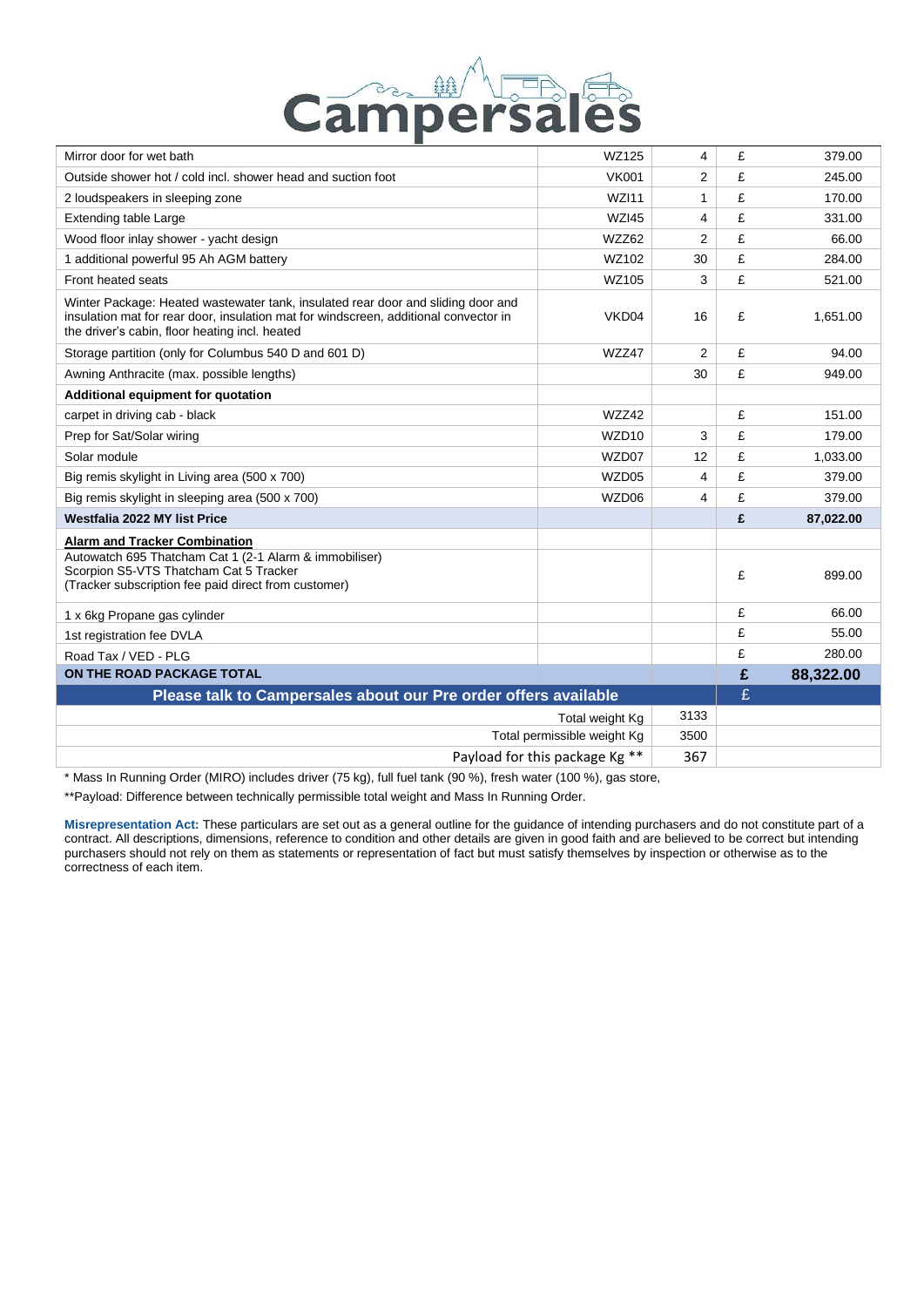| | | | | |
|---|---|---|---|---|
| Mirror door for wet bath | WZ125 | 4 | £ | 379.00 |
| Outside shower hot / cold incl. shower head and suction foot | VK001 | 2 | £ | 245.00 |
| 2 loudspeakers in sleeping zone | WZI11 | 1 | £ | 170.00 |
| Extending table Large | WZI45 | 4 | £ | 331.00 |
| Wood floor inlay shower - yacht design | WZZ62 | 2 | £ | 66.00 |
| 1 additional powerful 95 Ah AGM battery | WZ102 | 30 | £ | 284.00 |
| Front heated seats | WZ105 | 3 | £ | 521.00 |
| Winter Package: Heated wastewater tank, insulated rear door and sliding door and insulation mat for rear door, insulation mat for windscreen, additional convector in the driver's cabin, floor heating incl. heated | VKD04 | 16 | £ | 1,651.00 |
| Storage partition (only for Columbus 540 D and 601 D) | WZZ47 | 2 | £ | 94.00 |
| Awning Anthracite (max. possible lengths) | | 30 | £ | 949.00 |
| **Additional equipment for quotation** | | | | |
| carpet in driving cab - black | WZZ42 | | £ | 151.00 |
| Prep for Sat/Solar wiring | WZD10 | 3 | £ | 179.00 |
| Solar module | WZD07 | 12 | £ | 1,033.00 |
| Big remis skylight in Living area (500 x 700) | WZD05 | 4 | £ | 379.00 |
| Big remis skylight in sleeping area (500 x 700) | WZD06 | 4 | £ | 379.00 |
| **Westfalia 2022 MY list Price** | | | **£** | **87,022.00** |
| **Alarm and Tracker Combination** Autowatch 695 Thatcham Cat 1 (2-1 Alarm & immobiliser) Scorpion S5-VTS Thatcham Cat 5 Tracker (Tracker subscription fee paid direct from customer) | | | £ | 899.00 |
| 1 x 6kg Propane gas cylinder | | | £ | 66.00 |
| 1st registration fee DVLA | | | £ | 55.00 |
| Road Tax / VED - PLG | | | £ | 280.00 |
| **ON THE ROAD PACKAGE TOTAL** | | | **£** | **88,322.00** |
| **Please talk to Campersales about our Pre order offers available** | | | £ | |
| | Total weight Kg | 3133 | | |
| | Total permissible weight Kg | 3500 | | |
| | Payload for this package Kg ** | 367 | | |

* Mass In Running Order (MIRO) includes driver (75 kg), full fuel tank (90 %), fresh water (100 %), gas store,

**Payload: Difference between technically permissible total weight and Mass In Running Order.

**Misrepresentation Act:** These particulars are set out as a general outline for the guidance of intending purchasers and do not constitute part of a contract. All descriptions, dimensions, reference to condition and other details are given in good faith and are believed to be correct but intending purchasers should not rely on them as statements or representation of fact but must satisfy themselves by inspection or otherwise as to the correctness of each item.